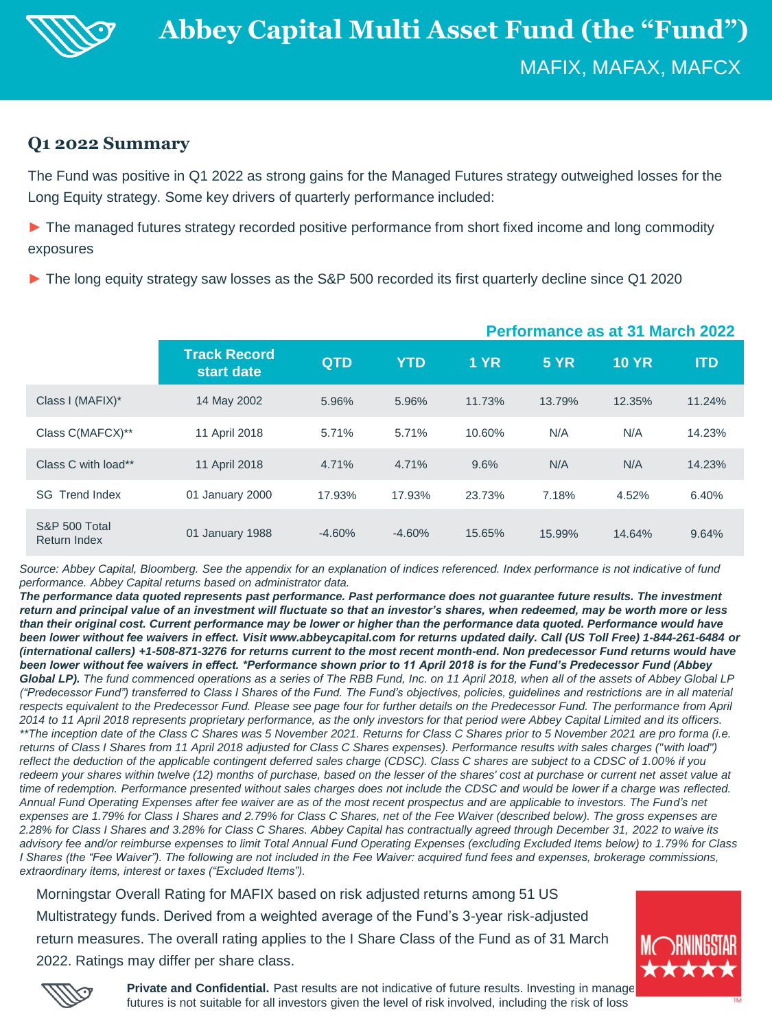# Abbey Capital Multi Asset Fund (the "Fund")

MAFIX, MAFAX, MAFCX

## Q1 2022 Summary

The Fund was positive in Q1 2022 as strong gains for the Managed Futures strategy outweighed losses for the Long Equity strategy. Some key drivers of quarterly performance included:

► The managed futures strategy recorded positive performance from short fixed income and long commodity exposures

► The long equity strategy saw losses as the S&P 500 recorded its first quarterly decline since Q1 2020

**Performance as at 31 March 2022**

| | Track Record start date | QTD | YTD | 1 YR | 5 YR | 10 YR | ITD |
|---|---|---|---|---|---|---|---|
| Class I (MAFIX)* | 14 May 2002 | 5.96% | 5.96% | 11.73% | 13.79% | 12.35% | 11.24% |
| Class C(MAFCX)** | 11 April 2018 | 5.71% | 5.71% | 10.60% | N/A | N/A | 14.23% |
| Class C with load** | 11 April 2018 | 4.71% | 4.71% | 9.6% | N/A | N/A | 14.23% |
| SG Trend Index | 01 January 2000 | 17.93% | 17.93% | 23.73% | 7.18% | 4.52% | 6.40% |
| S&P 500 Total Return Index | 01 January 1988 | -4.60% | -4.60% | 15.65% | 15.99% | 14.64% | 9.64% |

*Source: Abbey Capital, Bloomberg. See the appendix for an explanation of indices referenced. Index performance is not indicative of fund performance. Abbey Capital returns based on administrator data.*

***The performance data quoted represents past performance. Past performance does not guarantee future results. The investment return and principal value of an investment will fluctuate so that an investor's shares, when redeemed, may be worth more or less than their original cost. Current performance may be lower or higher than the performance data quoted. Performance would have been lower without fee waivers in effect. Visit www.abbeycapital.com for returns updated daily. Call (US Toll Free) 1-844-261-6484 or (international callers) +1-508-871-3276 for returns current to the most recent month-end. Non predecessor Fund returns would have been lower without fee waivers in effect. *Performance shown prior to 11 April 2018 is for the Fund's Predecessor Fund (Abbey Global LP).*** *The fund commenced operations as a series of The RBB Fund, Inc. on 11 April 2018, when all of the assets of Abbey Global LP ("Predecessor Fund") transferred to Class I Shares of the Fund. The Fund's objectives, policies, guidelines and restrictions are in all material respects equivalent to the Predecessor Fund. Please see page four for further details on the Predecessor Fund. The performance from April 2014 to 11 April 2018 represents proprietary performance, as the only investors for that period were Abbey Capital Limited and its officers. **The inception date of the Class C Shares was 5 November 2021. Returns for Class C Shares prior to 5 November 2021 are pro forma (i.e. returns of Class I Shares from 11 April 2018 adjusted for Class C Shares expenses). Performance results with sales charges ("with load") reflect the deduction of the applicable contingent deferred sales charge (CDSC). Class C shares are subject to a CDSC of 1.00% if you redeem your shares within twelve (12) months of purchase, based on the lesser of the shares' cost at purchase or current net asset value at time of redemption. Performance presented without sales charges does not include the CDSC and would be lower if a charge was reflected. Annual Fund Operating Expenses after fee waiver are as of the most recent prospectus and are applicable to investors. The Fund's net expenses are 1.79% for Class I Shares and 2.79% for Class C Shares, net of the Fee Waiver (described below). The gross expenses are 2.28% for Class I Shares and 3.28% for Class C Shares. Abbey Capital has contractually agreed through December 31, 2022 to waive its advisory fee and/or reimburse expenses to limit Total Annual Fund Operating Expenses (excluding Excluded Items below) to 1.79% for Class I Shares (the "Fee Waiver"). The following are not included in the Fee Waiver: acquired fund fees and expenses, brokerage commissions, extraordinary items, interest or taxes ("Excluded Items").*

Morningstar Overall Rating for MAFIX based on risk adjusted returns among 51 US Multistrategy funds. Derived from a weighted average of the Fund's 3-year risk-adjusted return measures. The overall rating applies to the I Share Class of the Fund as of 31 March 2022. Ratings may differ per share class.

MORNINGSTAR ★★★★★

**Private and Confidential.** Past results are not indicative of future results. Investing in managed futures is not suitable for all investors given the level of risk involved, including the risk of loss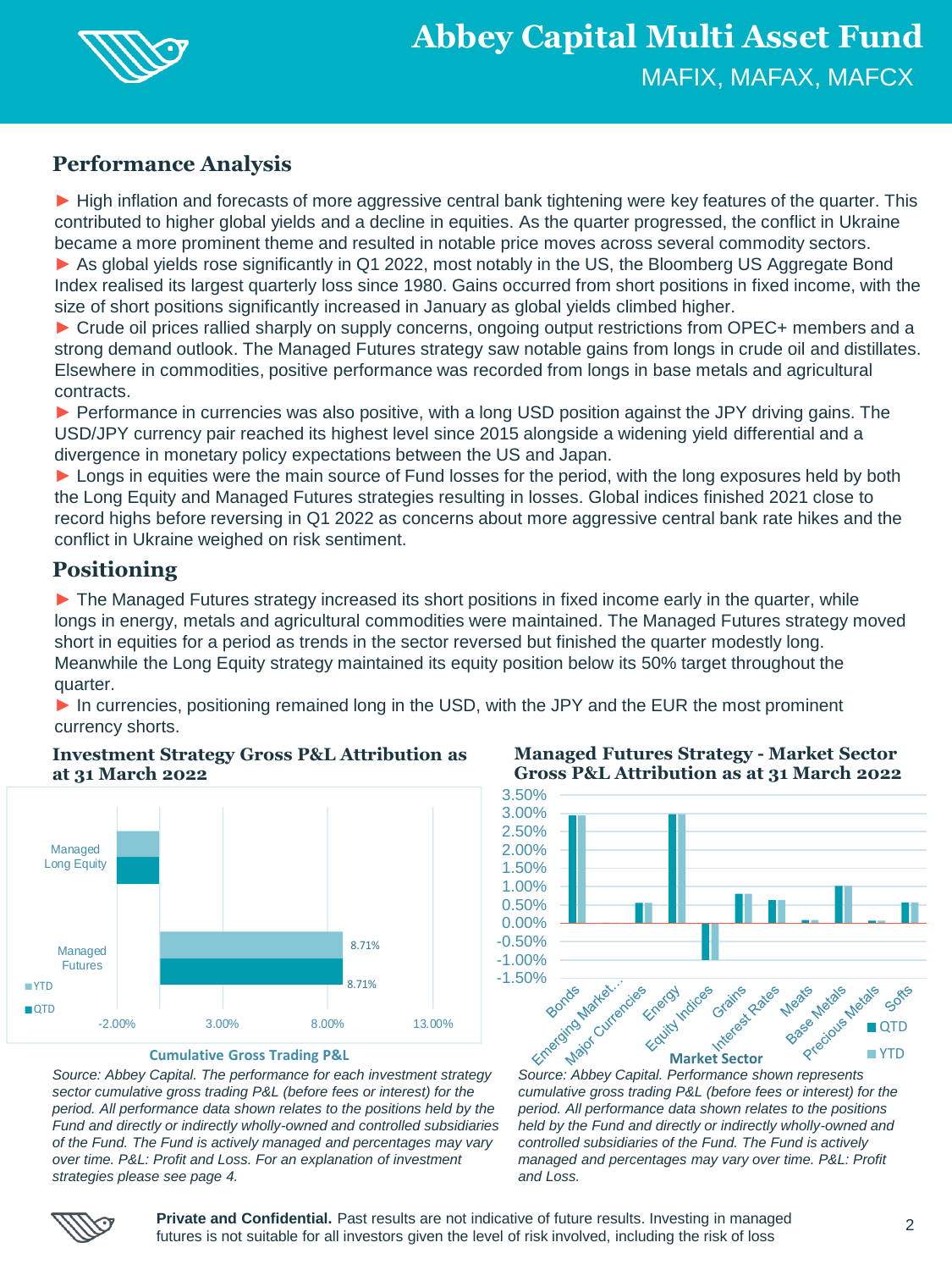# Abbey Capital Multi Asset Fund

MAFIX, MAFAX, MAFCX

## Performance Analysis

► High inflation and forecasts of more aggressive central bank tightening were key features of the quarter. This contributed to higher global yields and a decline in equities. As the quarter progressed, the conflict in Ukraine became a more prominent theme and resulted in notable price moves across several commodity sectors.

► As global yields rose significantly in Q1 2022, most notably in the US, the Bloomberg US Aggregate Bond Index realised its largest quarterly loss since 1980. Gains occurred from short positions in fixed income, with the size of short positions significantly increased in January as global yields climbed higher.

► Crude oil prices rallied sharply on supply concerns, ongoing output restrictions from OPEC+ members and a strong demand outlook. The Managed Futures strategy saw notable gains from longs in crude oil and distillates. Elsewhere in commodities, positive performance was recorded from longs in base metals and agricultural contracts.

► Performance in currencies was also positive, with a long USD position against the JPY driving gains. The USD/JPY currency pair reached its highest level since 2015 alongside a widening yield differential and a divergence in monetary policy expectations between the US and Japan.

► Longs in equities were the main source of Fund losses for the period, with the long exposures held by both the Long Equity and Managed Futures strategies resulting in losses. Global indices finished 2021 close to record highs before reversing in Q1 2022 as concerns about more aggressive central bank rate hikes and the conflict in Ukraine weighed on risk sentiment.

## Positioning

► The Managed Futures strategy increased its short positions in fixed income early in the quarter, while longs in energy, metals and agricultural commodities were maintained. The Managed Futures strategy moved short in equities for a period as trends in the sector reversed but finished the quarter modestly long. Meanwhile the Long Equity strategy maintained its equity position below its 50% target throughout the quarter.

► In currencies, positioning remained long in the USD, with the JPY and the EUR the most prominent currency shorts.

### Investment Strategy Gross P&L Attribution as at 31 March 2022

| Strategy | QTD | YTD |
|---|---|---|
| Managed Long Equity | ~-2.0% | ~-2.0% |
| Managed Futures | 8.71% | 8.71% |

Cumulative Gross Trading P&L

*Source: Abbey Capital. The performance for each investment strategy sector cumulative gross trading P&L (before fees or interest) for the period. All performance data shown relates to the positions held by the Fund and directly or indirectly wholly-owned and controlled subsidiaries of the Fund. The Fund is actively managed and percentages may vary over time. P&L: Profit and Loss. For an explanation of investment strategies please see page 4.*

### Managed Futures Strategy - Market Sector Gross P&L Attribution as at 31 March 2022

| Market Sector | QTD | YTD |
|---|---|---|
| Bonds | ~2.95% | ~2.95% |
| Emerging Market... | ~0.00% | ~0.00% |
| Major Currencies | ~0.55% | ~0.55% |
| Energy | ~3.00% | ~3.00% |
| Equity Indices | ~-1.00% | ~-1.00% |
| Grains | ~0.80% | ~0.80% |
| Interest Rates | ~0.62% | ~0.62% |
| Meats | ~0.08% | ~0.08% |
| Base Metals | ~1.00% | ~1.00% |
| Precious Metals | ~0.05% | ~0.05% |
| Softs | ~0.55% | ~0.55% |

*Source: Abbey Capital. Performance shown represents cumulative gross trading P&L (before fees or interest) for the period. All performance data shown relates to the positions held by the Fund and directly or indirectly wholly-owned and controlled subsidiaries of the Fund. The Fund is actively managed and percentages may vary over time. P&L: Profit and Loss.*

**Private and Confidential.** Past results are not indicative of future results. Investing in managed futures is not suitable for all investors given the level of risk involved, including the risk of loss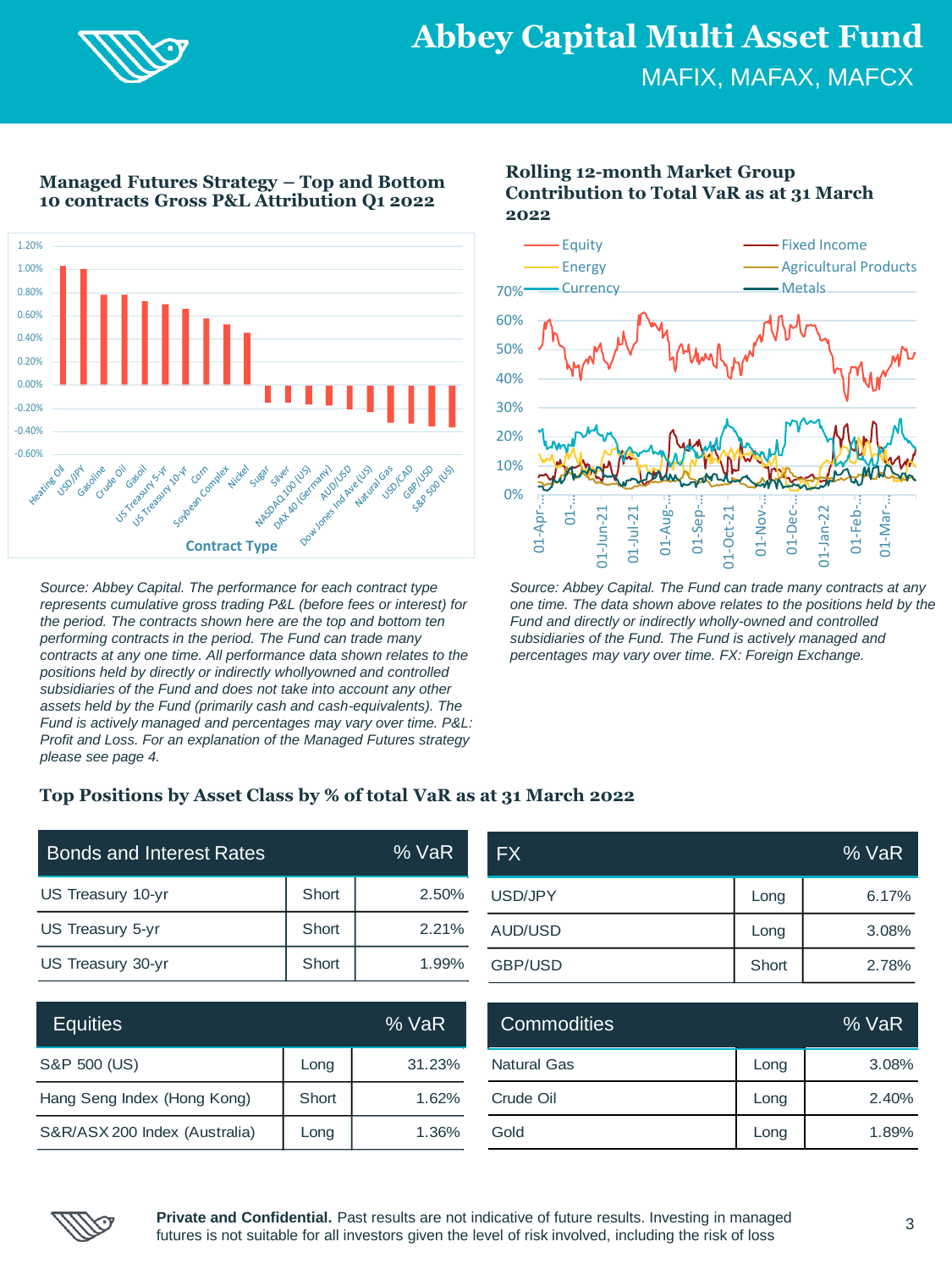# Abbey Capital Multi Asset Fund

MAFIX, MAFAX, MAFCX

### Managed Futures Strategy – Top and Bottom 10 contracts Gross P&L Attribution Q1 2022

*Source: Abbey Capital. The performance for each contract type represents cumulative gross trading P&L (before fees or interest) for the period. The contracts shown here are the top and bottom ten performing contracts in the period. The Fund can trade many contracts at any one time. All performance data shown relates to the positions held by directly or indirectly whollyowned and controlled subsidiaries of the Fund and does not take into account any other assets held by the Fund (primarily cash and cash-equivalents). The Fund is actively managed and percentages may vary over time. P&L: Profit and Loss. For an explanation of the Managed Futures strategy please see page 4.*

### Rolling 12-month Market Group Contribution to Total VaR as at 31 March 2022

*Source: Abbey Capital. The Fund can trade many contracts at any one time. The data shown above relates to the positions held by the Fund and directly or indirectly wholly-owned and controlled subsidiaries of the Fund. The Fund is actively managed and percentages may vary over time. FX: Foreign Exchange.*

### Top Positions by Asset Class by % of total VaR as at 31 March 2022

| Bonds and Interest Rates | | % VaR |
|---|---|---|
| US Treasury 10-yr | Short | 2.50% |
| US Treasury 5-yr | Short | 2.21% |
| US Treasury 30-yr | Short | 1.99% |

| FX | | % VaR |
|---|---|---|
| USD/JPY | Long | 6.17% |
| AUD/USD | Long | 3.08% |
| GBP/USD | Short | 2.78% |

| Equities | | % VaR |
|---|---|---|
| S&P 500 (US) | Long | 31.23% |
| Hang Seng Index (Hong Kong) | Short | 1.62% |
| S&R/ASX 200 Index (Australia) | Long | 1.36% |

| Commodities | | % VaR |
|---|---|---|
| Natural Gas | Long | 3.08% |
| Crude Oil | Long | 2.40% |
| Gold | Long | 1.89% |

**Private and Confidential.** Past results are not indicative of future results. Investing in managed futures is not suitable for all investors given the level of risk involved, including the risk of loss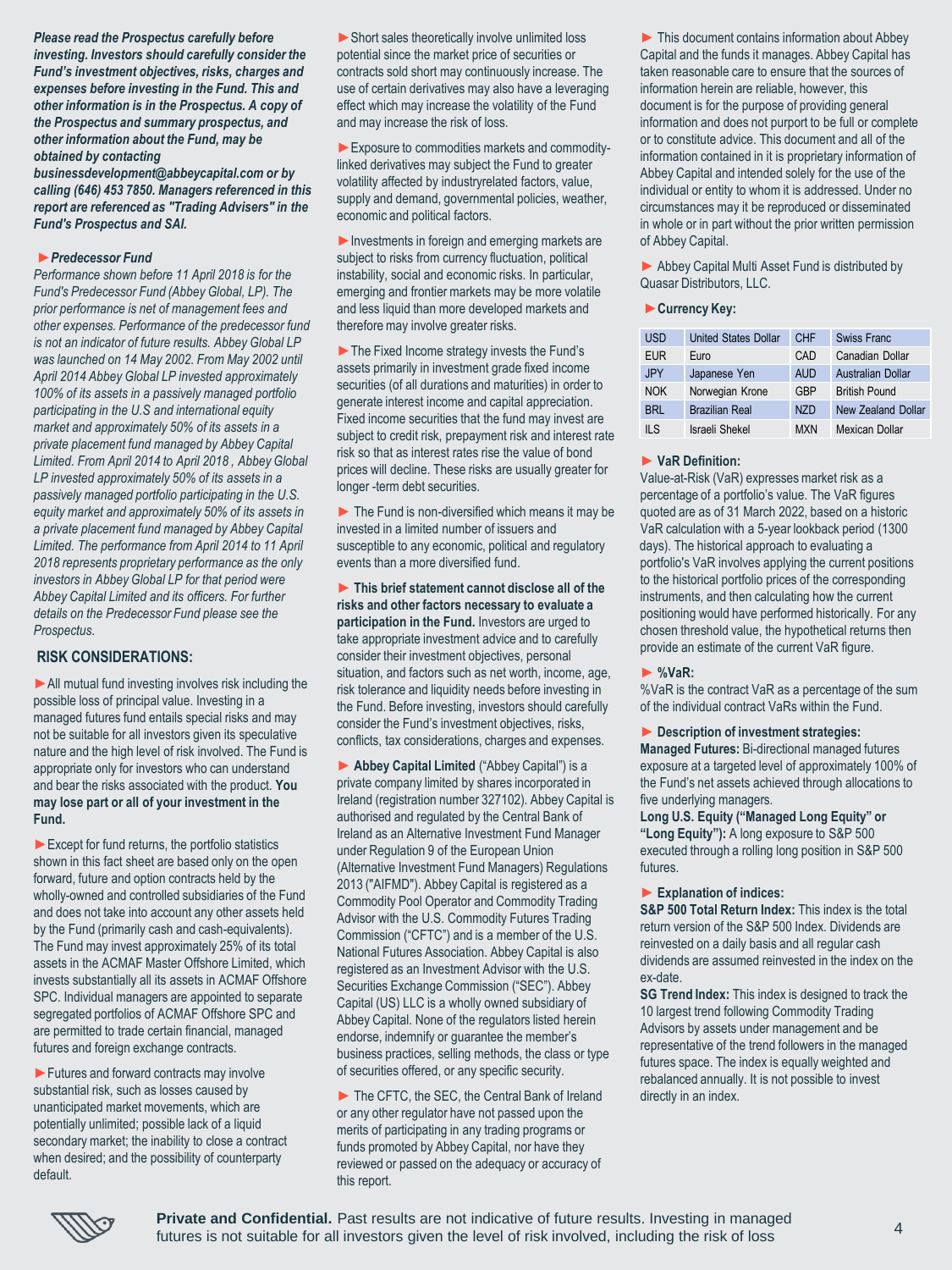***Please read the Prospectus carefully before investing. Investors should carefully consider the Fund's investment objectives, risks, charges and expenses before investing in the Fund. This and other information is in the Prospectus. A copy of the Prospectus and summary prospectus, and other information about the Fund, may be obtained by contacting businessdevelopment@abbeycapital.com or by calling (646) 453 7850. Managers referenced in this report are referenced as "Trading Advisers" in the Fund's Prospectus and SAI.***

► ***Predecessor Fund***

*Performance shown before 11 April 2018 is for the Fund's Predecessor Fund (Abbey Global, LP). The prior performance is net of management fees and other expenses. Performance of the predecessor fund is not an indicator of future results. Abbey Global LP was launched on 14 May 2002. From May 2002 until April 2014 Abbey Global LP invested approximately 100% of its assets in a passively managed portfolio participating in the U.S and international equity market and approximately 50% of its assets in a private placement fund managed by Abbey Capital Limited. From April 2014 to April 2018 , Abbey Global LP invested approximately 50% of its assets in a passively managed portfolio participating in the U.S. equity market and approximately 50% of its assets in a private placement fund managed by Abbey Capital Limited. The performance from April 2014 to 11 April 2018 represents proprietary performance as the only investors in Abbey Global LP for that period were Abbey Capital Limited and its officers. For further details on the Predecessor Fund please see the Prospectus.*

## RISK CONSIDERATIONS:

► All mutual fund investing involves risk including the possible loss of principal value. Investing in a managed futures fund entails special risks and may not be suitable for all investors given its speculative nature and the high level of risk involved. The Fund is appropriate only for investors who can understand and bear the risks associated with the product. **You may lose part or all of your investment in the Fund.**

► Except for fund returns, the portfolio statistics shown in this fact sheet are based only on the open forward, future and option contracts held by the wholly-owned and controlled subsidiaries of the Fund and does not take into account any other assets held by the Fund (primarily cash and cash-equivalents). The Fund may invest approximately 25% of its total assets in the ACMAF Master Offshore Limited, which invests substantially all its assets in ACMAF Offshore SPC. Individual managers are appointed to separate segregated portfolios of ACMAF Offshore SPC and are permitted to trade certain financial, managed futures and foreign exchange contracts.

► Futures and forward contracts may involve substantial risk, such as losses caused by unanticipated market movements, which are potentially unlimited; possible lack of a liquid secondary market; the inability to close a contract when desired; and the possibility of counterparty default.

► Short sales theoretically involve unlimited loss potential since the market price of securities or contracts sold short may continuously increase. The use of certain derivatives may also have a leveraging effect which may increase the volatility of the Fund and may increase the risk of loss.

► Exposure to commodities markets and commodity-linked derivatives may subject the Fund to greater volatility affected by industryrelated factors, value, supply and demand, governmental policies, weather, economic and political factors.

► Investments in foreign and emerging markets are subject to risks from currency fluctuation, political instability, social and economic risks. In particular, emerging and frontier markets may be more volatile and less liquid than more developed markets and therefore may involve greater risks.

► The Fixed Income strategy invests the Fund's assets primarily in investment grade fixed income securities (of all durations and maturities) in order to generate interest income and capital appreciation. Fixed income securities that the fund may invest are subject to credit risk, prepayment risk and interest rate risk so that as interest rates rise the value of bond prices will decline. These risks are usually greater for longer -term debt securities.

► The Fund is non-diversified which means it may be invested in a limited number of issuers and susceptible to any economic, political and regulatory events than a more diversified fund.

► **This brief statement cannot disclose all of the risks and other factors necessary to evaluate a participation in the Fund.** Investors are urged to take appropriate investment advice and to carefully consider their investment objectives, personal situation, and factors such as net worth, income, age, risk tolerance and liquidity needs before investing in the Fund. Before investing, investors should carefully consider the Fund's investment objectives, risks, conflicts, tax considerations, charges and expenses.

► **Abbey Capital Limited** ("Abbey Capital") is a private company limited by shares incorporated in Ireland (registration number 327102). Abbey Capital is authorised and regulated by the Central Bank of Ireland as an Alternative Investment Fund Manager under Regulation 9 of the European Union (Alternative Investment Fund Managers) Regulations 2013 ("AIFMD"). Abbey Capital is registered as a Commodity Pool Operator and Commodity Trading Advisor with the U.S. Commodity Futures Trading Commission ("CFTC") and is a member of the U.S. National Futures Association. Abbey Capital is also registered as an Investment Advisor with the U.S. Securities Exchange Commission ("SEC"). Abbey Capital (US) LLC is a wholly owned subsidiary of Abbey Capital. None of the regulators listed herein endorse, indemnify or guarantee the member's business practices, selling methods, the class or type of securities offered, or any specific security.

► The CFTC, the SEC, the Central Bank of Ireland or any other regulator have not passed upon the merits of participating in any trading programs or funds promoted by Abbey Capital, nor have they reviewed or passed on the adequacy or accuracy of this report.

► This document contains information about Abbey Capital and the funds it manages. Abbey Capital has taken reasonable care to ensure that the sources of information herein are reliable, however, this document is for the purpose of providing general information and does not purport to be full or complete or to constitute advice. This document and all of the information contained in it is proprietary information of Abbey Capital and intended solely for the use of the individual or entity to whom it is addressed. Under no circumstances may it be reproduced or disseminated in whole or in part without the prior written permission of Abbey Capital.

► Abbey Capital Multi Asset Fund is distributed by Quasar Distributors, LLC.

► **Currency Key:**

| | | | |
|---|---|---|---|
| USD | United States Dollar | CHF | Swiss Franc |
| EUR | Euro | CAD | Canadian Dollar |
| JPY | Japanese Yen | AUD | Australian Dollar |
| NOK | Norwegian Krone | GBP | British Pound |
| BRL | Brazilian Real | NZD | New Zealand Dollar |
| ILS | Israeli Shekel | MXN | Mexican Dollar |

► **VaR Definition:**
Value-at-Risk (VaR) expresses market risk as a percentage of a portfolio's value. The VaR figures quoted are as of 31 March 2022, based on a historic VaR calculation with a 5-year lookback period (1300 days). The historical approach to evaluating a portfolio's VaR involves applying the current positions to the historical portfolio prices of the corresponding instruments, and then calculating how the current positioning would have performed historically. For any chosen threshold value, the hypothetical returns then provide an estimate of the current VaR figure.

► **%VaR:**
%VaR is the contract VaR as a percentage of the sum of the individual contract VaRs within the Fund.

► **Description of investment strategies:**
**Managed Futures:** Bi-directional managed futures exposure at a targeted level of approximately 100% of the Fund's net assets achieved through allocations to five underlying managers.
**Long U.S. Equity ("Managed Long Equity" or "Long Equity"):** A long exposure to S&P 500 executed through a rolling long position in S&P 500 futures.

► **Explanation of indices:**
**S&P 500 Total Return Index:** This index is the total return version of the S&P 500 Index. Dividends are reinvested on a daily basis and all regular cash dividends are assumed reinvested in the index on the ex-date.
**SG Trend Index:** This index is designed to track the 10 largest trend following Commodity Trading Advisors by assets under management and be representative of the trend followers in the managed futures space. The index is equally weighted and rebalanced annually. It is not possible to invest directly in an index.

**Private and Confidential.** Past results are not indicative of future results. Investing in managed futures is not suitable for all investors given the level of risk involved, including the risk of loss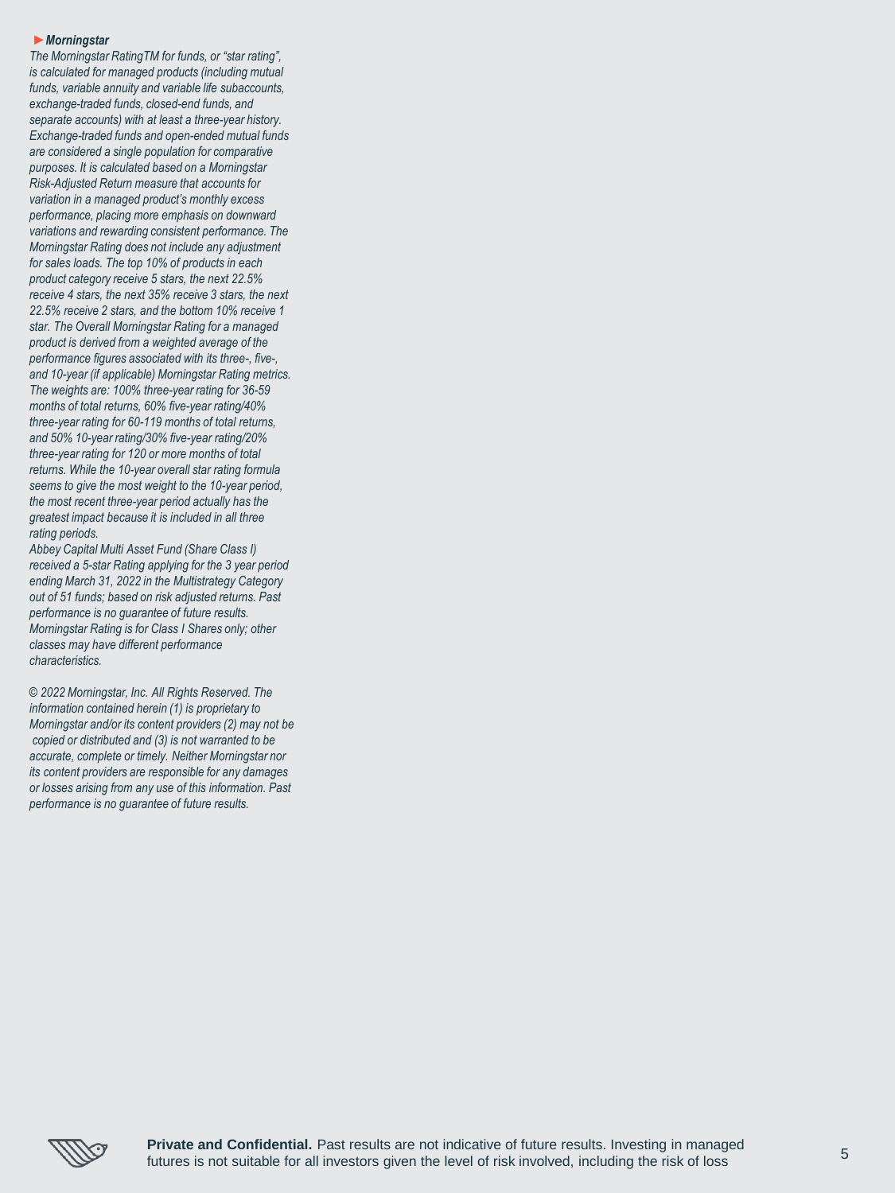### ► *Morningstar*

*The Morningstar RatingTM for funds, or "star rating", is calculated for managed products (including mutual funds, variable annuity and variable life subaccounts, exchange-traded funds, closed-end funds, and separate accounts) with at least a three-year history. Exchange-traded funds and open-ended mutual funds are considered a single population for comparative purposes. It is calculated based on a Morningstar Risk-Adjusted Return measure that accounts for variation in a managed product's monthly excess performance, placing more emphasis on downward variations and rewarding consistent performance. The Morningstar Rating does not include any adjustment for sales loads. The top 10% of products in each product category receive 5 stars, the next 22.5% receive 4 stars, the next 35% receive 3 stars, the next 22.5% receive 2 stars, and the bottom 10% receive 1 star. The Overall Morningstar Rating for a managed product is derived from a weighted average of the performance figures associated with its three-, five-, and 10-year (if applicable) Morningstar Rating metrics. The weights are: 100% three-year rating for 36-59 months of total returns, 60% five-year rating/40% three-year rating for 60-119 months of total returns, and 50% 10-year rating/30% five-year rating/20% three-year rating for 120 or more months of total returns. While the 10-year overall star rating formula seems to give the most weight to the 10-year period, the most recent three-year period actually has the greatest impact because it is included in all three rating periods.*

*Abbey Capital Multi Asset Fund (Share Class I) received a 5-star Rating applying for the 3 year period ending March 31, 2022 in the Multistrategy Category out of 51 funds; based on risk adjusted returns. Past performance is no guarantee of future results. Morningstar Rating is for Class I Shares only; other classes may have different performance characteristics.*

*© 2022 Morningstar, Inc. All Rights Reserved. The information contained herein (1) is proprietary to Morningstar and/or its content providers (2) may not be copied or distributed and (3) is not warranted to be accurate, complete or timely. Neither Morningstar nor its content providers are responsible for any damages or losses arising from any use of this information. Past performance is no guarantee of future results.*